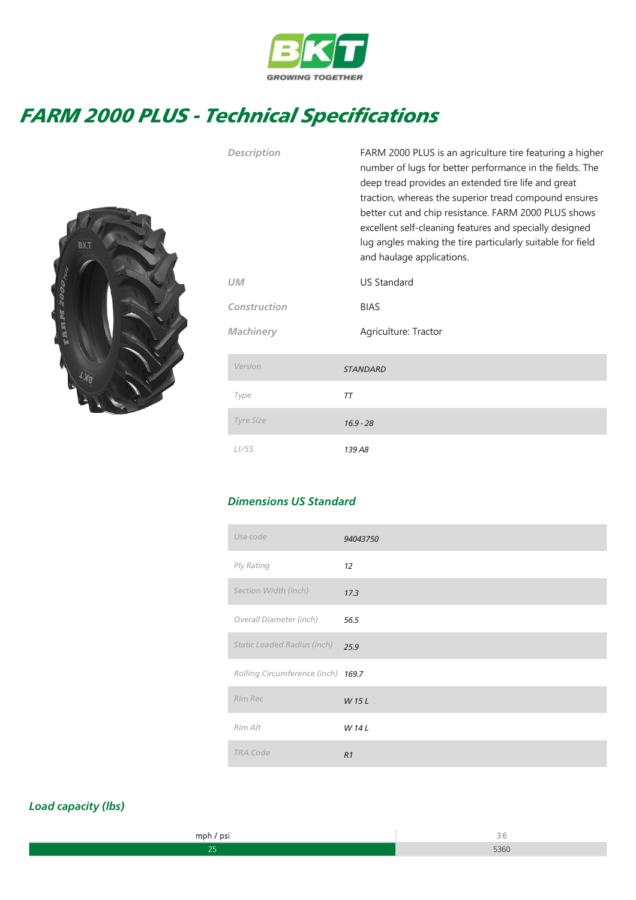# FARM 2000 PLUS - Technical Specifications

| | |
|---|---|
| *Description* | FARM 2000 PLUS is an agriculture tire featuring a higher number of lugs for better performance in the fields. The deep tread provides an extended tire life and great traction, whereas the superior tread compound ensures better cut and chip resistance. FARM 2000 PLUS shows excellent self-cleaning features and specially designed lug angles making the tire particularly suitable for field and haulage applications. |
| *UM* | US Standard |
| *Construction* | BIAS |
| *Machinery* | Agriculture: Tractor |

| | |
|---|---|
| Version | STANDARD |
| Type | TT |
| Tyre Size | 16.9 - 28 |
| LI/SS | 139 A8 |

## Dimensions US Standard

| | |
|---|---|
| Usa code | 94043750 |
| Ply Rating | 12 |
| Section Width (inch) | 17.3 |
| Overall Diameter (inch) | 56.5 |
| Static Loaded Radius (inch) | 25.9 |
| Rolling Circumference (inch) | 169.7 |
| Rim Rec | W 15 L |
| Rim Alt | W 14 L |
| TRA Code | R1 |

## Load capacity (lbs)

| mph / psi | 36 |
|---|---|
| 25 | 5360 |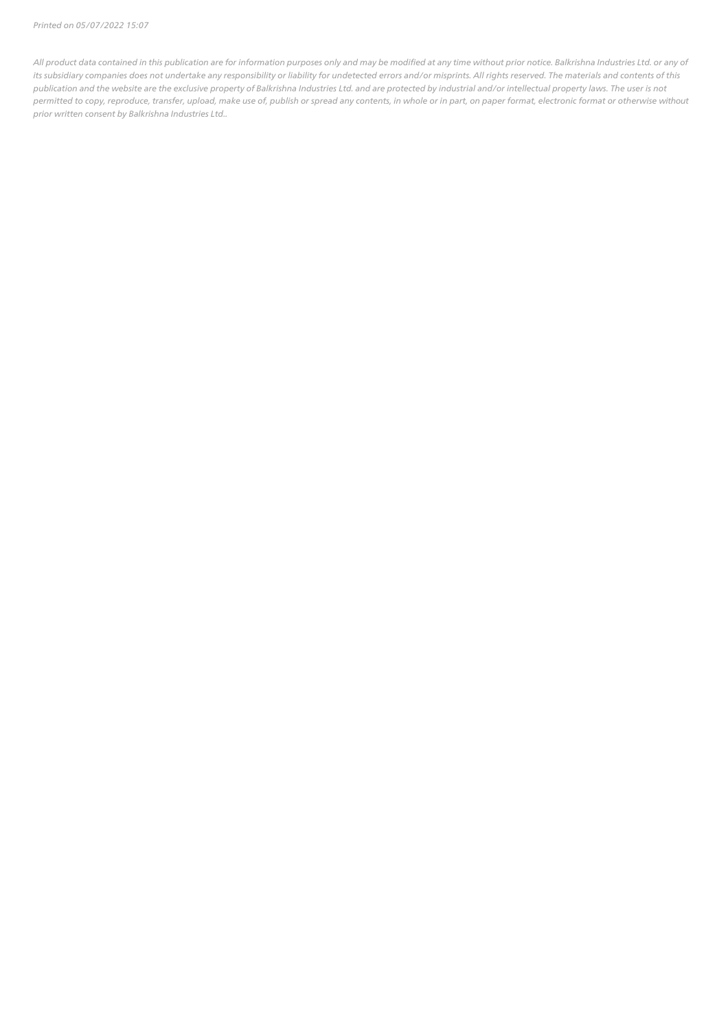*Printed on 05/07/2022 15:07*

*All product data contained in this publication are for information purposes only and may be modified at any time without prior notice. Balkrishna Industries Ltd. or any of its subsidiary companies does not undertake any responsibility or liability for undetected errors and/or misprints. All rights reserved. The materials and contents of this publication and the website are the exclusive property of Balkrishna Industries Ltd. and are protected by industrial and/or intellectual property laws. The user is not permitted to copy, reproduce, transfer, upload, make use of, publish or spread any contents, in whole or in part, on paper format, electronic format or otherwise without prior written consent by Balkrishna Industries Ltd..*